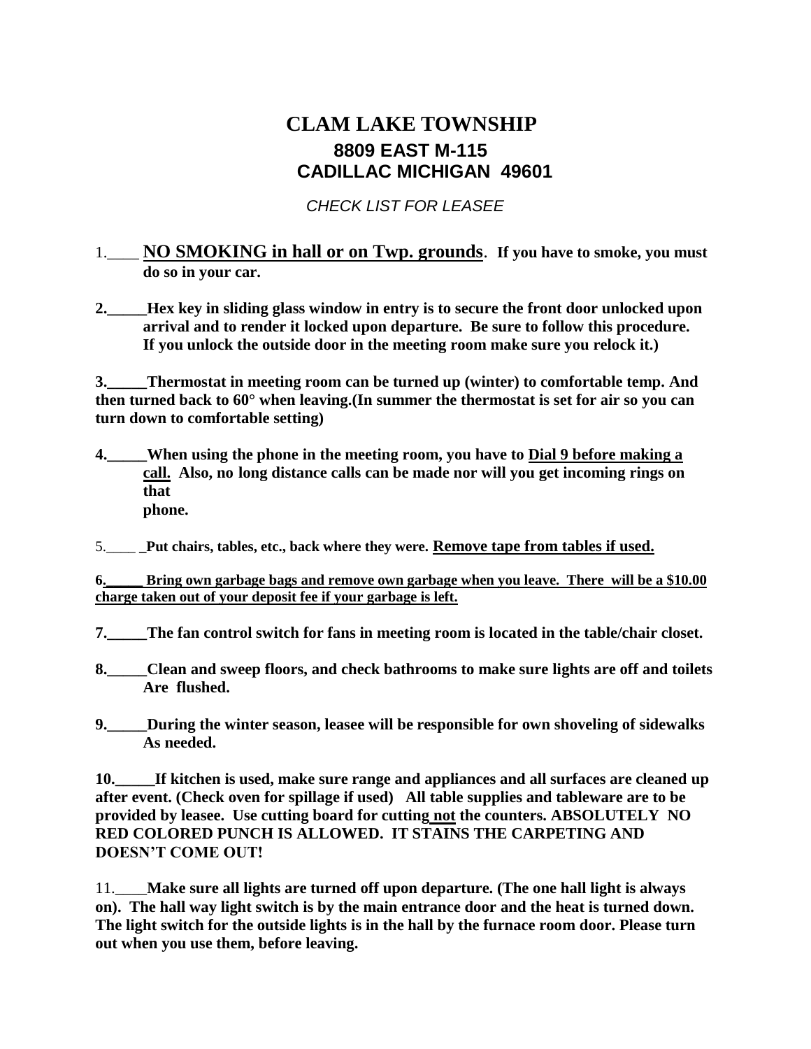# CLAM LAKE TOWNSHIP

## 8809 EAST M-115
## CADILLAC MICHIGAN 49601

*CHECK LIST FOR LEASEE*

1.____ **NO SMOKING in hall or on Twp. grounds**. **If you have to smoke, you must do so in your car.**

**2._____Hex key in sliding glass window in entry is to secure the front door unlocked upon arrival and to render it locked upon departure. Be sure to follow this procedure. If you unlock the outside door in the meeting room make sure you relock it.)**

**3._____Thermostat in meeting room can be turned up (winter) to comfortable temp. And then turned back to 60° when leaving.(In summer the thermostat is set for air so you can turn down to comfortable setting)**

**4._____When using the phone in the meeting room, you have to Dial 9 before making a call. Also, no long distance calls can be made nor will you get incoming rings on that phone.**

5.____ **_Put chairs, tables, etc., back where they were. Remove tape from tables if used.**

**6._____ Bring own garbage bags and remove own garbage when you leave. There will be a $10.00 charge taken out of your deposit fee if your garbage is left.**

**7._____The fan control switch for fans in meeting room is located in the table/chair closet.**

**8._____Clean and sweep floors, and check bathrooms to make sure lights are off and toilets Are flushed.**

**9._____During the winter season, leasee will be responsible for own shoveling of sidewalks As needed.**

**10._____If kitchen is used, make sure range and appliances and all surfaces are cleaned up after event. (Check oven for spillage if used) All table supplies and tableware are to be provided by leasee. Use cutting board for cutting not the counters. ABSOLUTELY NO RED COLORED PUNCH IS ALLOWED. IT STAINS THE CARPETING AND DOESN'T COME OUT!**

11.____**Make sure all lights are turned off upon departure. (The one hall light is always on). The hall way light switch is by the main entrance door and the heat is turned down. The light switch for the outside lights is in the hall by the furnace room door. Please turn out when you use them, before leaving.**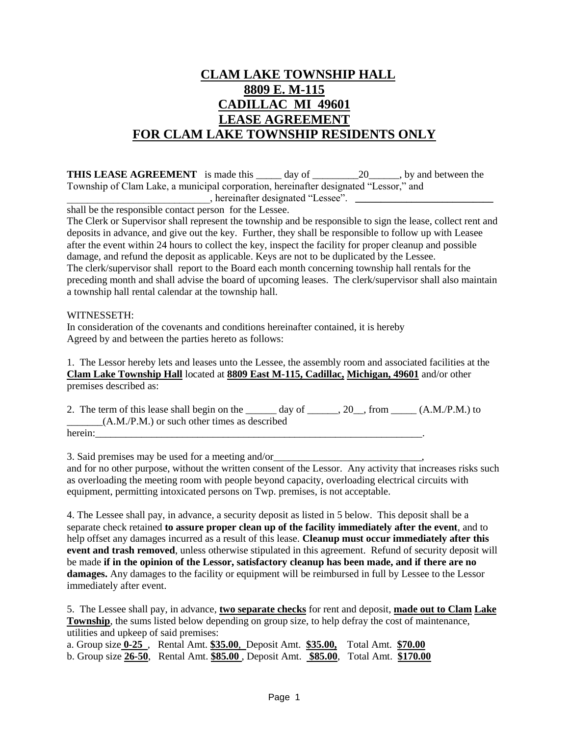# CLAM LAKE TOWNSHIP HALL
# 8809 E. M-115
# CADILLAC MI 49601
# LEASE AGREEMENT
# FOR CLAM LAKE TOWNSHIP RESIDENTS ONLY

**THIS LEASE AGREEMENT** is made this _____ day of _________20______, by and between the Township of Clam Lake, a municipal corporation, hereinafter designated "Lessor," and ____________________________, hereinafter designated "Lessee". ___________________________ shall be the responsible contact person for the Lessee.

The Clerk or Supervisor shall represent the township and be responsible to sign the lease, collect rent and deposits in advance, and give out the key. Further, they shall be responsible to follow up with Leasee after the event within 24 hours to collect the key, inspect the facility for proper cleanup and possible damage, and refund the deposit as applicable. Keys are not to be duplicated by the Lessee.

The clerk/supervisor shall report to the Board each month concerning township hall rentals for the preceding month and shall advise the board of upcoming leases. The clerk/supervisor shall also maintain a township hall rental calendar at the township hall.

WITNESSETH:

In consideration of the covenants and conditions hereinafter contained, it is hereby Agreed by and between the parties hereto as follows:

1. The Lessor hereby lets and leases unto the Lessee, the assembly room and associated facilities at the **Clam Lake Township Hall** located at **8809 East M-115, Cadillac, Michigan, 49601** and/or other premises described as:

2. The term of this lease shall begin on the ______ day of ______, 20__, from _____ (A.M./P.M.) to _______(A.M./P.M.) or such other times as described herein:_____________________________________________________________________.

3. Said premises may be used for a meeting and/or______________________________, and for no other purpose, without the written consent of the Lessor. Any activity that increases risks such as overloading the meeting room with people beyond capacity, overloading electrical circuits with equipment, permitting intoxicated persons on Twp. premises, is not acceptable.

4. The Lessee shall pay, in advance, a security deposit as listed in 5 below. This deposit shall be a separate check retained **to assure proper clean up of the facility immediately after the event**, and to help offset any damages incurred as a result of this lease. **Cleanup must occur immediately after this event and trash removed**, unless otherwise stipulated in this agreement. Refund of security deposit will be made **if in the opinion of the Lessor, satisfactory cleanup has been made, and if there are no damages.** Any damages to the facility or equipment will be reimbursed in full by Lessee to the Lessor immediately after event.

5. The Lessee shall pay, in advance, **two separate checks** for rent and deposit, **made out to Clam Lake Township**, the sums listed below depending on group size, to help defray the cost of maintenance, utilities and upkeep of said premises:

a. Group size **0-25** , Rental Amt. **$35.00**, Deposit Amt. **$35.00,** Total Amt. **$70.00**
b. Group size **26-50**, Rental Amt. **$85.00** , Deposit Amt. **$85.00**, Total Amt. **$170.00**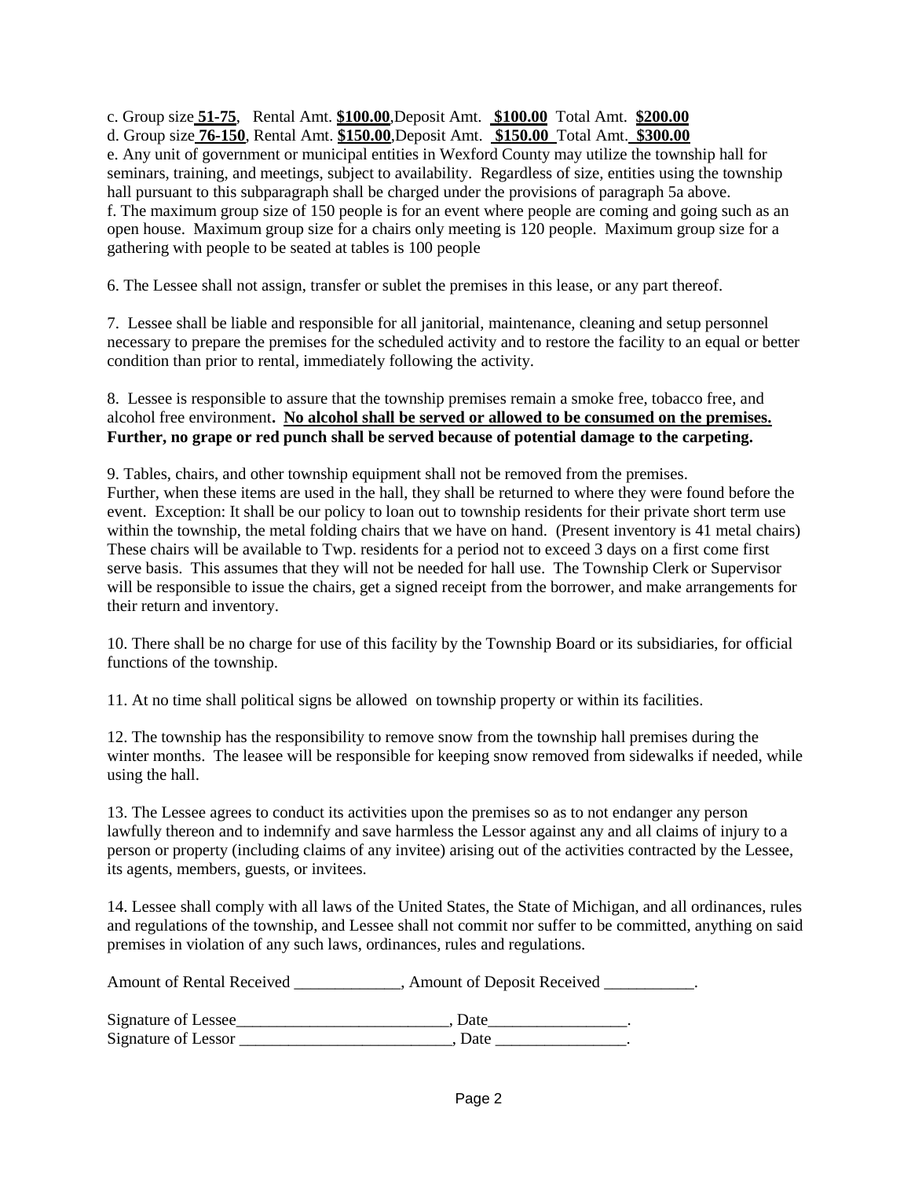c. Group size **51-75**, Rental Amt. **$100.00**,Deposit Amt. **$100.00** Total Amt. **$200.00**
d. Group size **76-150**, Rental Amt. **$150.00**,Deposit Amt. **$150.00** Total Amt. **$300.00**
e. Any unit of government or municipal entities in Wexford County may utilize the township hall for seminars, training, and meetings, subject to availability. Regardless of size, entities using the township hall pursuant to this subparagraph shall be charged under the provisions of paragraph 5a above.
f. The maximum group size of 150 people is for an event where people are coming and going such as an open house. Maximum group size for a chairs only meeting is 120 people. Maximum group size for a gathering with people to be seated at tables is 100 people

6. The Lessee shall not assign, transfer or sublet the premises in this lease, or any part thereof.

7. Lessee shall be liable and responsible for all janitorial, maintenance, cleaning and setup personnel necessary to prepare the premises for the scheduled activity and to restore the facility to an equal or better condition than prior to rental, immediately following the activity.

8. Lessee is responsible to assure that the township premises remain a smoke free, tobacco free, and alcohol free environment**. No alcohol shall be served or allowed to be consumed on the premises. Further, no grape or red punch shall be served because of potential damage to the carpeting.**

9. Tables, chairs, and other township equipment shall not be removed from the premises. Further, when these items are used in the hall, they shall be returned to where they were found before the event. Exception: It shall be our policy to loan out to township residents for their private short term use within the township, the metal folding chairs that we have on hand. (Present inventory is 41 metal chairs) These chairs will be available to Twp. residents for a period not to exceed 3 days on a first come first serve basis. This assumes that they will not be needed for hall use. The Township Clerk or Supervisor will be responsible to issue the chairs, get a signed receipt from the borrower, and make arrangements for their return and inventory.

10. There shall be no charge for use of this facility by the Township Board or its subsidiaries, for official functions of the township.

11. At no time shall political signs be allowed on township property or within its facilities.

12. The township has the responsibility to remove snow from the township hall premises during the winter months. The leasee will be responsible for keeping snow removed from sidewalks if needed, while using the hall.

13. The Lessee agrees to conduct its activities upon the premises so as to not endanger any person lawfully thereon and to indemnify and save harmless the Lessor against any and all claims of injury to a person or property (including claims of any invitee) arising out of the activities contracted by the Lessee, its agents, members, guests, or invitees.

14. Lessee shall comply with all laws of the United States, the State of Michigan, and all ordinances, rules and regulations of the township, and Lessee shall not commit nor suffer to be committed, anything on said premises in violation of any such laws, ordinances, rules and regulations.

Amount of Rental Received _____________, Amount of Deposit Received ___________.

Signature of Lessee_________________________, Date________________.
Signature of Lessor _________________________, Date _______________.